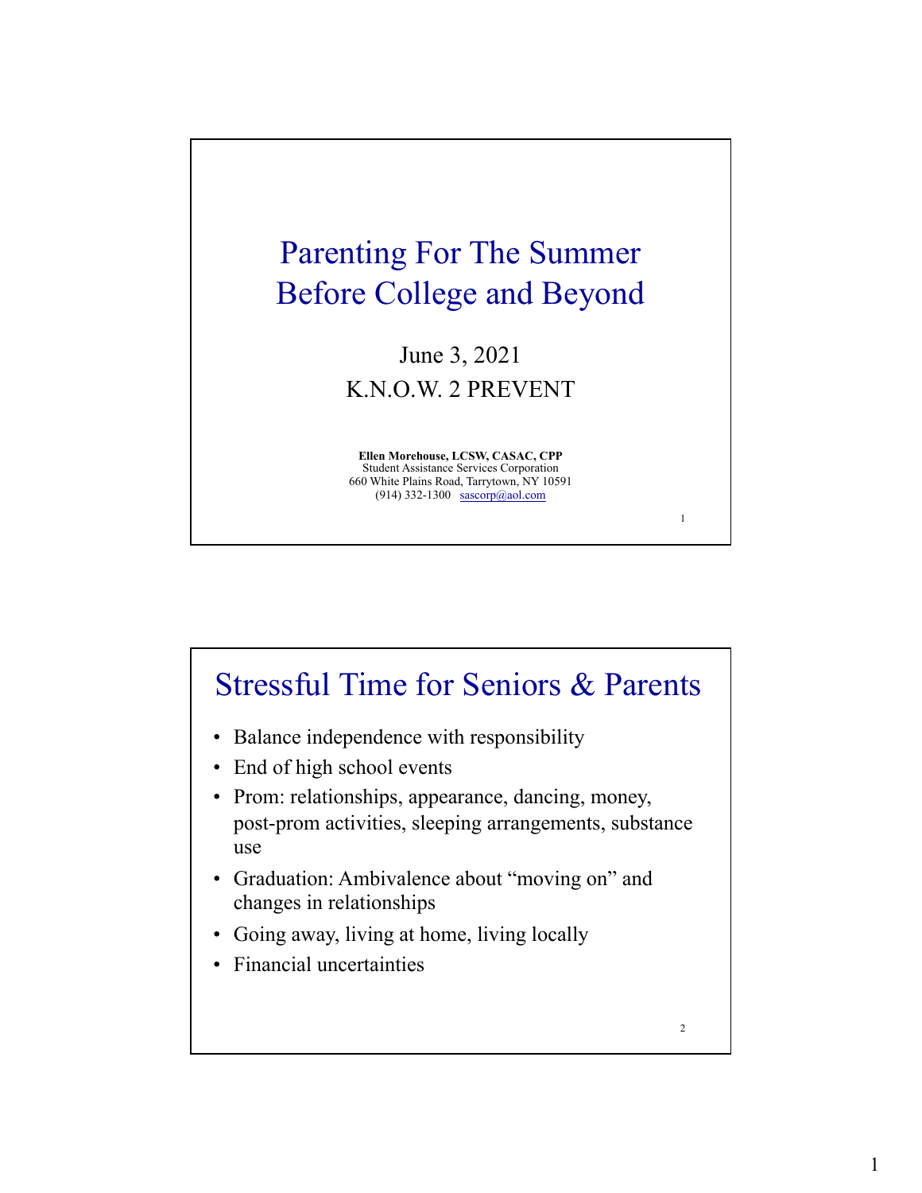# Parenting For The Summer Before College and Beyond

June 3, 2021

K.N.O.W. 2 PREVENT

**Ellen Morehouse, LCSW, CASAC, CPP**
Student Assistance Services Corporation
660 White Plains Road, Tarrytown, NY 10591
(914) 332-1300 sascorp@aol.com

## Stressful Time for Seniors & Parents

- Balance independence with responsibility
- End of high school events
- Prom: relationships, appearance, dancing, money, post-prom activities, sleeping arrangements, substance use
- Graduation: Ambivalence about "moving on" and changes in relationships
- Going away, living at home, living locally
- Financial uncertainties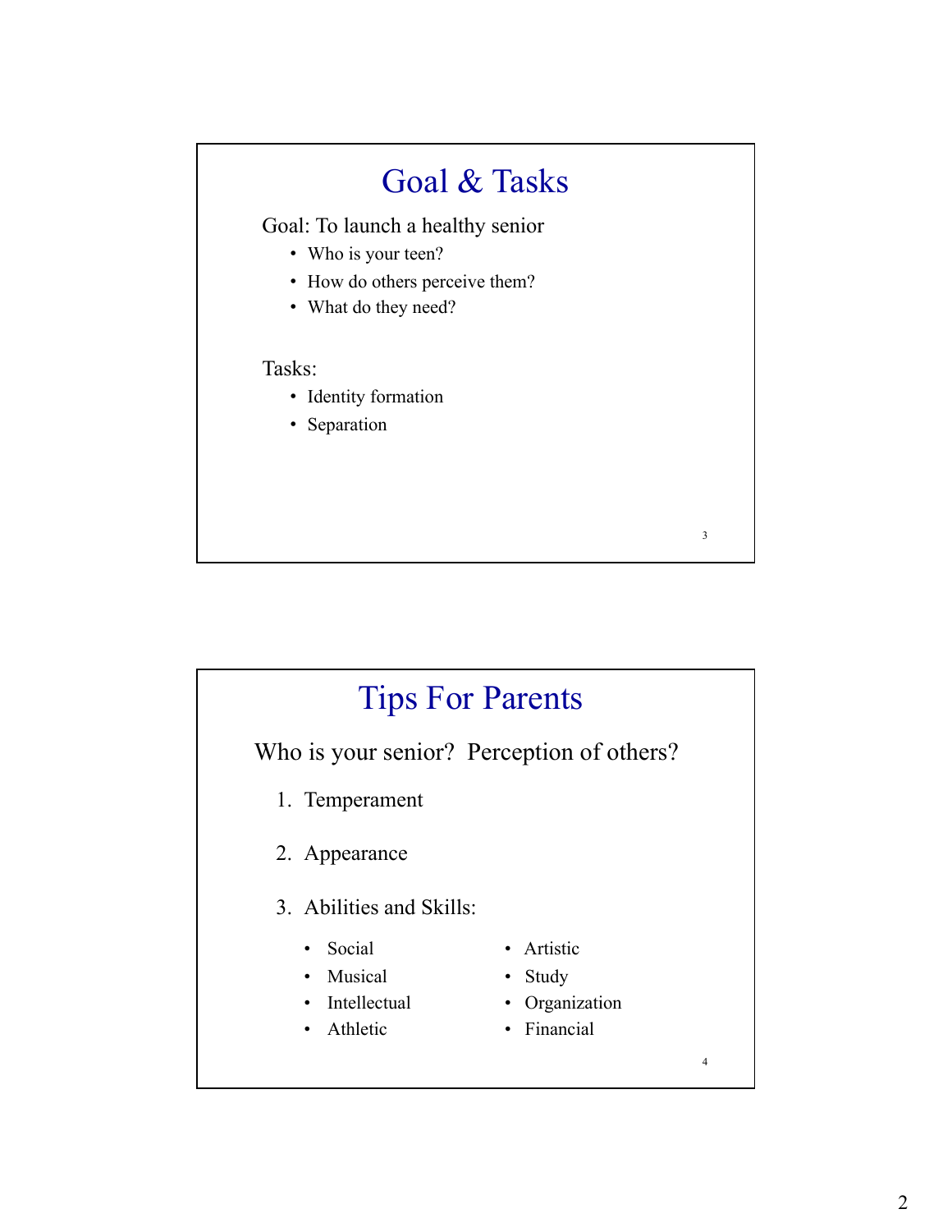## Goal & Tasks

Goal: To launch a healthy senior

- Who is your teen?
- How do others perceive them?
- What do they need?

Tasks:

- Identity formation
- Separation

## Tips For Parents

Who is your senior? Perception of others?

1. Temperament
2. Appearance
3. Abilities and Skills:
   - Social
   - Musical
   - Intellectual
   - Athletic
   - Artistic
   - Study
   - Organization
   - Financial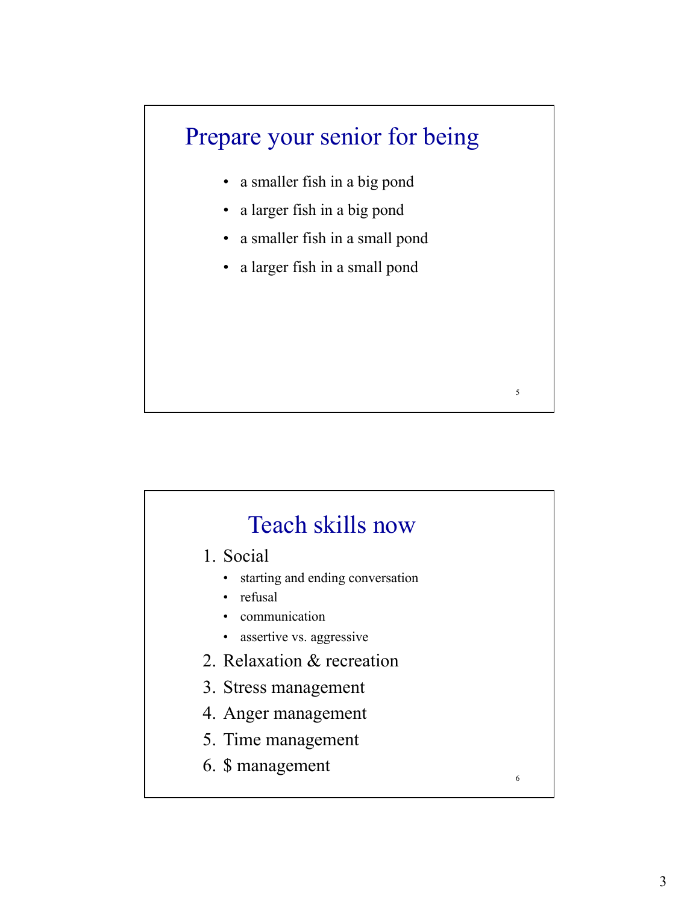## Prepare your senior for being

- a smaller fish in a big pond
- a larger fish in a big pond
- a smaller fish in a small pond
- a larger fish in a small pond

## Teach skills now

1. Social
   - starting and ending conversation
   - refusal
   - communication
   - assertive vs. aggressive
2. Relaxation & recreation
3. Stress management
4. Anger management
5. Time management
6. $ management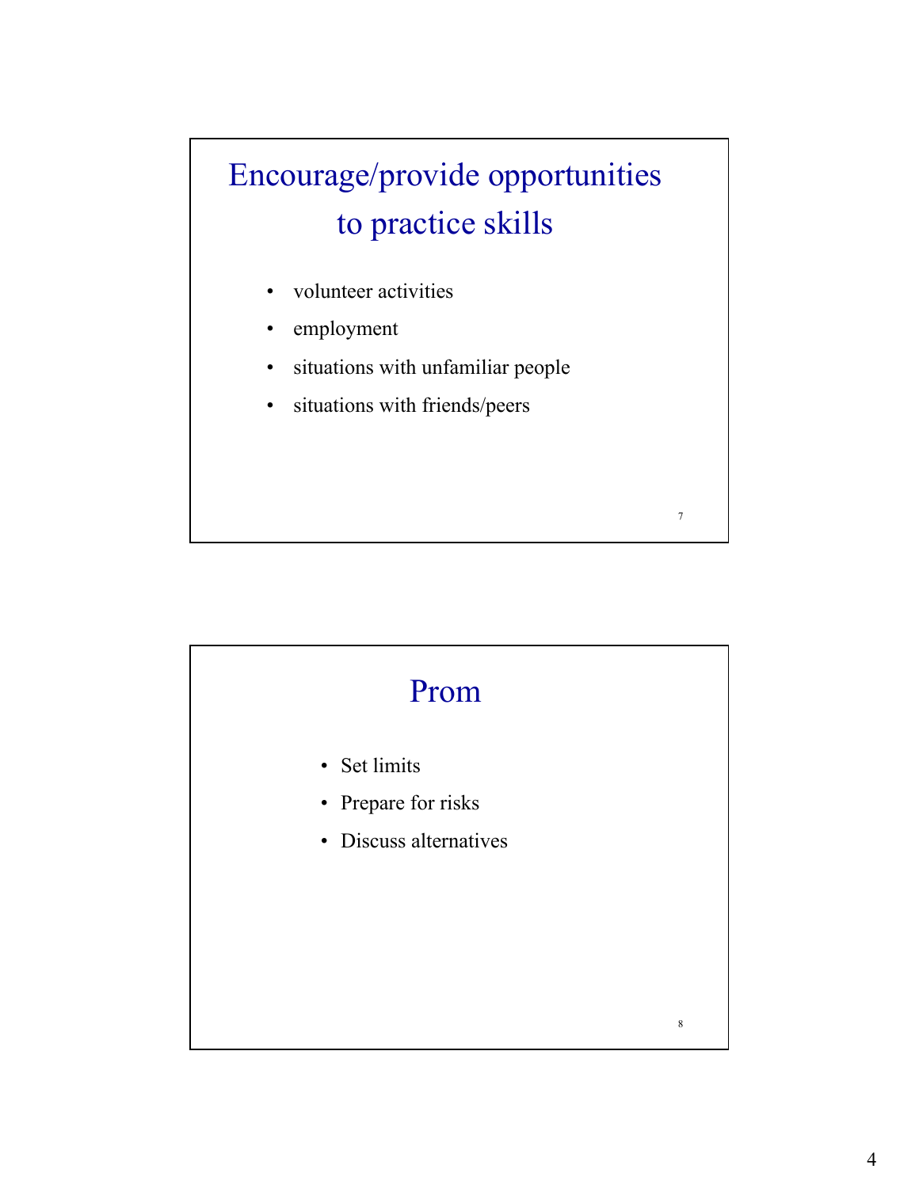## Encourage/provide opportunities to practice skills

- volunteer activities
- employment
- situations with unfamiliar people
- situations with friends/peers

## Prom

- Set limits
- Prepare for risks
- Discuss alternatives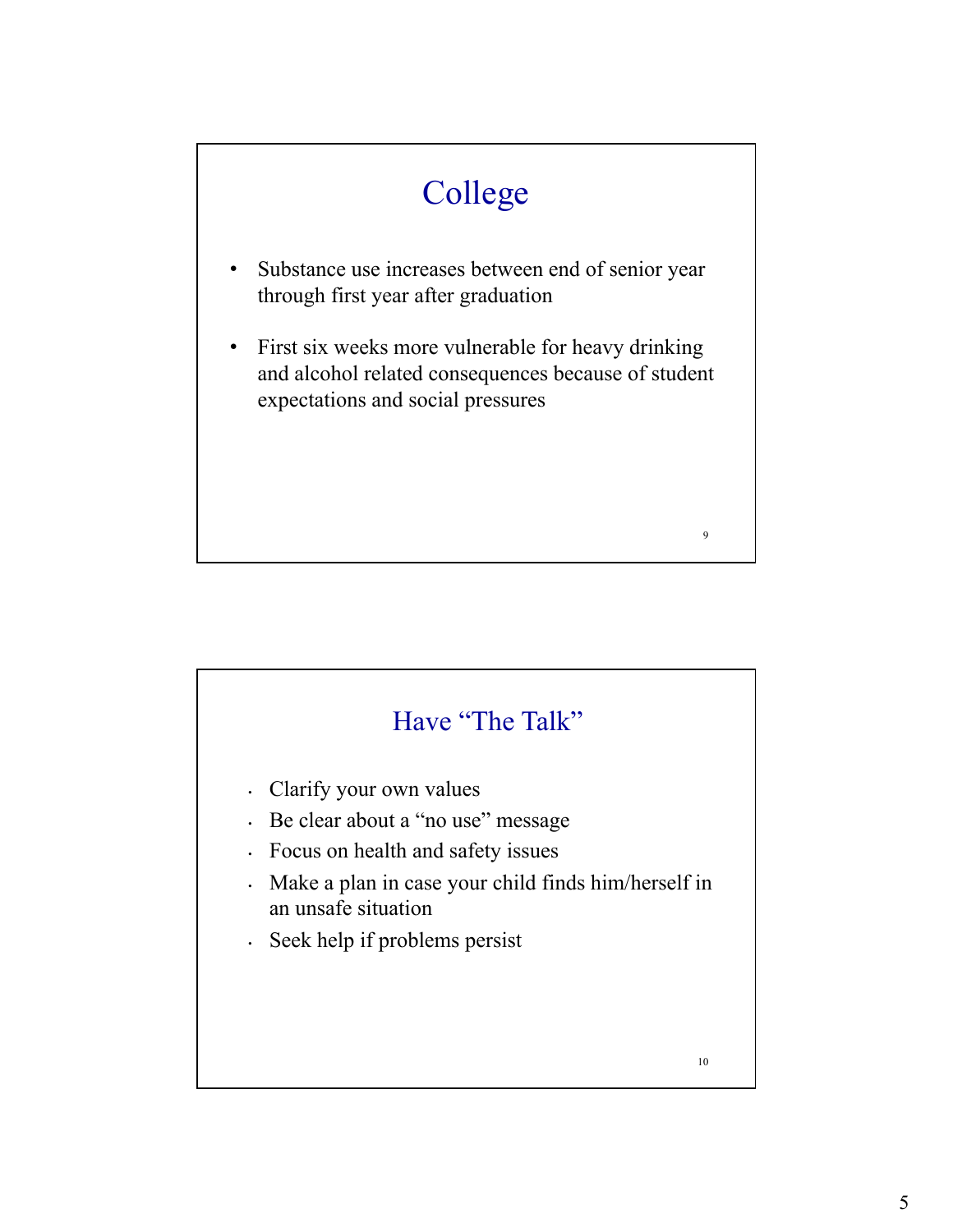## College

- Substance use increases between end of senior year through first year after graduation
- First six weeks more vulnerable for heavy drinking and alcohol related consequences because of student expectations and social pressures

## Have "The Talk"

- Clarify your own values
- Be clear about a "no use" message
- Focus on health and safety issues
- Make a plan in case your child finds him/herself in an unsafe situation
- Seek help if problems persist